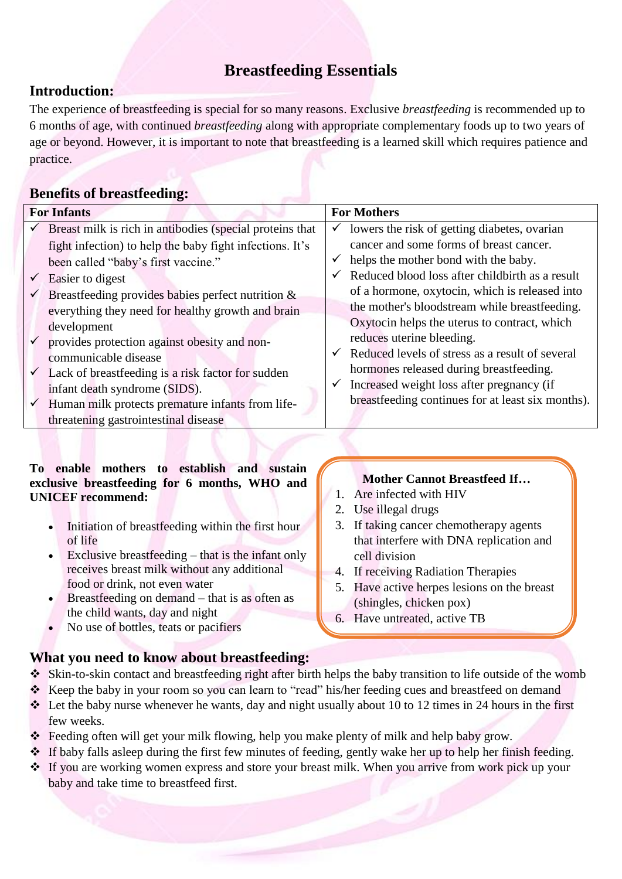# Breastfeeding Essentials

## Introduction:

The experience of breastfeeding is special for so many reasons. Exclusive *breastfeeding* is recommended up to 6 months of age, with continued *breastfeeding* along with appropriate complementary foods up to two years of age or beyond. However, it is important to note that breastfeeding is a learned skill which requires patience and practice.

## Benefits of breastfeeding:

| For Infants | For Mothers |
|---|---|
| ✓ Breast milk is rich in antibodies (special proteins that fight infection) to help the baby fight infections. It's been called "baby's first vaccine."<br>✓ Easier to digest<br>✓ Breastfeeding provides babies perfect nutrition & everything they need for healthy growth and brain development<br>✓ provides protection against obesity and non-communicable disease<br>✓ Lack of breastfeeding is a risk factor for sudden infant death syndrome (SIDS).<br>✓ Human milk protects premature infants from life-threatening gastrointestinal disease | ✓ lowers the risk of getting diabetes, ovarian cancer and some forms of breast cancer.<br>✓ helps the mother bond with the baby.<br>✓ Reduced blood loss after childbirth as a result of a hormone, oxytocin, which is released into the mother's bloodstream while breastfeeding. Oxytocin helps the uterus to contract, which reduces uterine bleeding.<br>✓ Reduced levels of stress as a result of several hormones released during breastfeeding.<br>✓ Increased weight loss after pregnancy (if breastfeeding continues for at least six months). |

**To enable mothers to establish and sustain exclusive breastfeeding for 6 months, WHO and UNICEF recommend:**

- Initiation of breastfeeding within the first hour of life
- Exclusive breastfeeding – that is the infant only receives breast milk without any additional food or drink, not even water
- Breastfeeding on demand – that is as often as the child wants, day and night
- No use of bottles, teats or pacifiers

**Mother Cannot Breastfeed If…**

1. Are infected with HIV
2. Use illegal drugs
3. If taking cancer chemotherapy agents that interfere with DNA replication and cell division
4. If receiving Radiation Therapies
5. Have active herpes lesions on the breast (shingles, chicken pox)
6. Have untreated, active TB

## What you need to know about breastfeeding:

- ❖ Skin-to-skin contact and breastfeeding right after birth helps the baby transition to life outside of the womb
- ❖ Keep the baby in your room so you can learn to "read" his/her feeding cues and breastfeed on demand
- ❖ Let the baby nurse whenever he wants, day and night usually about 10 to 12 times in 24 hours in the first few weeks.
- ❖ Feeding often will get your milk flowing, help you make plenty of milk and help baby grow.
- ❖ If baby falls asleep during the first few minutes of feeding, gently wake her up to help her finish feeding.
- ❖ If you are working women express and store your breast milk. When you arrive from work pick up your baby and take time to breastfeed first.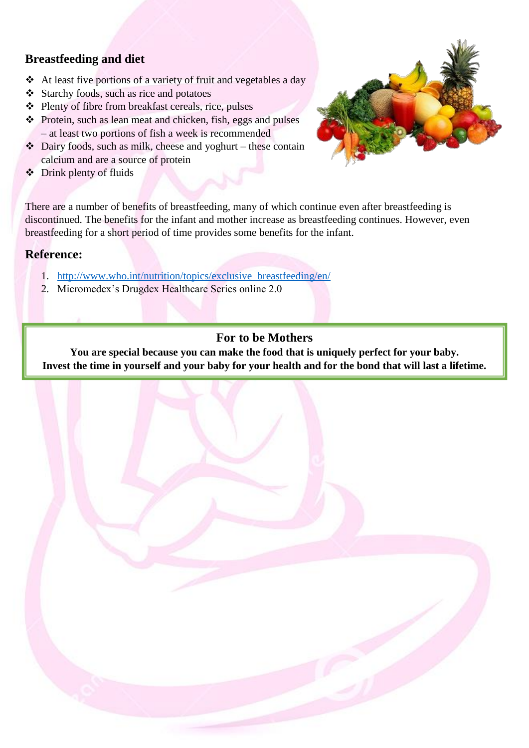## Breastfeeding and diet

- At least five portions of a variety of fruit and vegetables a day
- Starchy foods, such as rice and potatoes
- Plenty of fibre from breakfast cereals, rice, pulses
- Protein, such as lean meat and chicken, fish, eggs and pulses – at least two portions of fish a week is recommended
- Dairy foods, such as milk, cheese and yoghurt – these contain calcium and are a source of protein
- Drink plenty of fluids

There are a number of benefits of breastfeeding, many of which continue even after breastfeeding is discontinued. The benefits for the infant and mother increase as breastfeeding continues. However, even breastfeeding for a short period of time provides some benefits for the infant.

## Reference:

1. http://www.who.int/nutrition/topics/exclusive_breastfeeding/en/
2. Micromedex's Drugdex Healthcare Series online 2.0

### For to be Mothers

**You are special because you can make the food that is uniquely perfect for your baby.**
**Invest the time in yourself and your baby for your health and for the bond that will last a lifetime.**